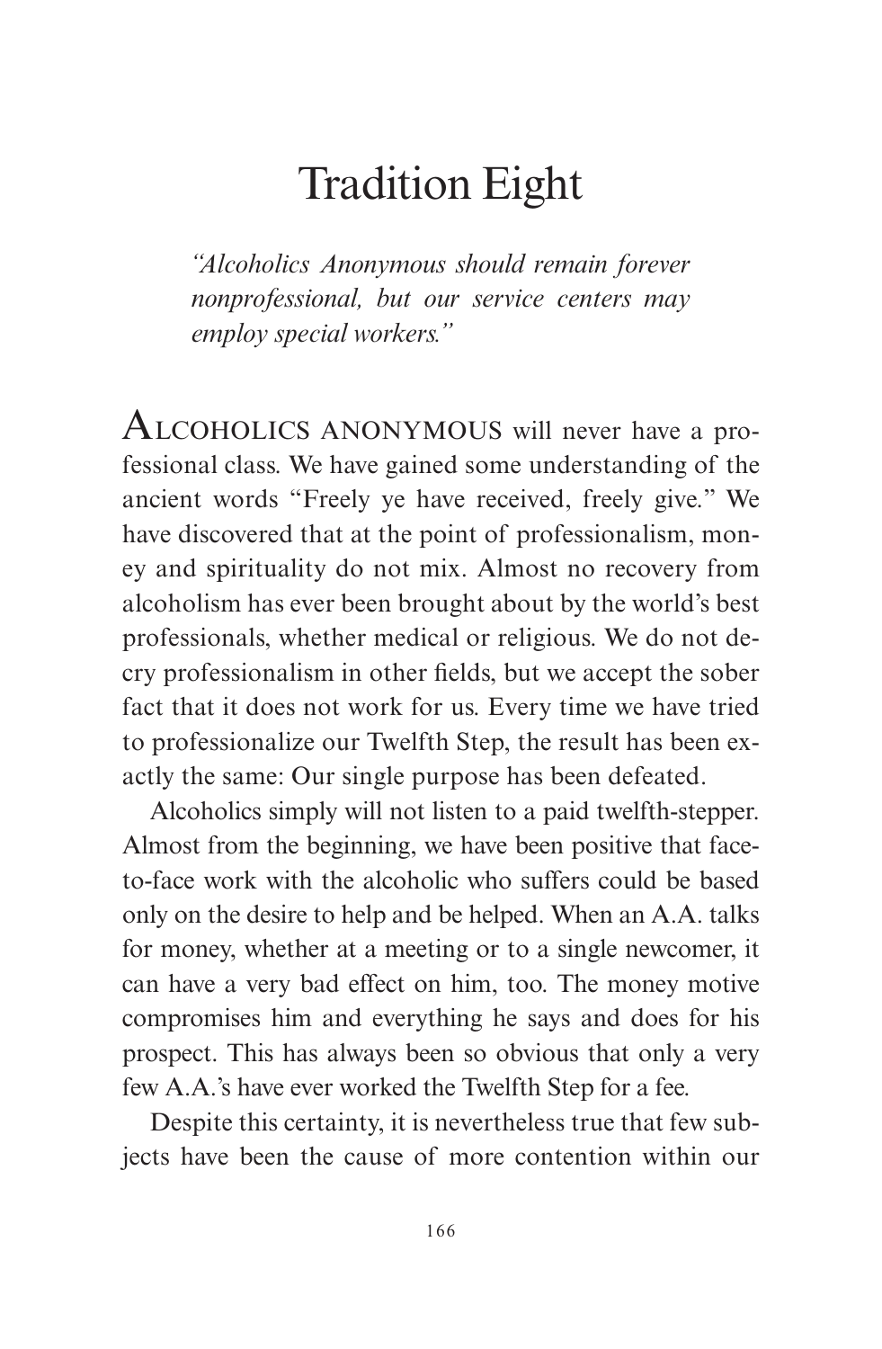# Tradition Eight

*"Alcoholics Anonymous should remain forever nonprofessional, but our service centers may employ special workers."*

ALCOHOLICS ANONYMOUS will never have a professional class. We have gained some understanding of the ancient words "Freely ye have received, freely give." We have discovered that at the point of professionalism, money and spirituality do not mix. Almost no recovery from alcoholism has ever been brought about by the world's best professionals, whether medical or religious. We do not decry professionalism in other fields, but we accept the sober fact that it does not work for us. Every time we have tried to professionalize our Twelfth Step, the result has been exactly the same: Our single purpose has been defeated.

Alcoholics simply will not listen to a paid twelfth-stepper. Almost from the beginning, we have been positive that face-to-face work with the alcoholic who suffers could be based only on the desire to help and be helped. When an A.A. talks for money, whether at a meeting or to a single newcomer, it can have a very bad effect on him, too. The money motive compromises him and everything he says and does for his prospect. This has always been so obvious that only a very few A.A.'s have ever worked the Twelfth Step for a fee.

Despite this certainty, it is nevertheless true that few subjects have been the cause of more contention within our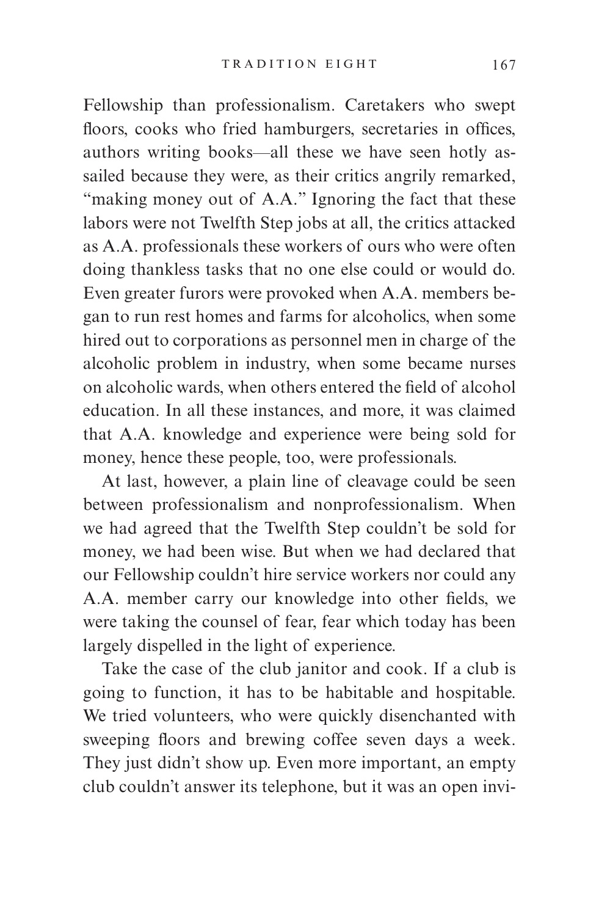Fellowship than professionalism. Caretakers who swept floors, cooks who fried hamburgers, secretaries in offices, authors writing books—all these we have seen hotly assailed because they were, as their critics angrily remarked, "making money out of A.A." Ignoring the fact that these labors were not Twelfth Step jobs at all, the critics attacked as A.A. professionals these workers of ours who were often doing thankless tasks that no one else could or would do. Even greater furors were provoked when A.A. members began to run rest homes and farms for alcoholics, when some hired out to corporations as personnel men in charge of the alcoholic problem in industry, when some became nurses on alcoholic wards, when others entered the field of alcohol education. In all these instances, and more, it was claimed that A.A. knowledge and experience were being sold for money, hence these people, too, were professionals.

At last, however, a plain line of cleavage could be seen between professionalism and nonprofessionalism. When we had agreed that the Twelfth Step couldn't be sold for money, we had been wise. But when we had declared that our Fellowship couldn't hire service workers nor could any A.A. member carry our knowledge into other fields, we were taking the counsel of fear, fear which today has been largely dispelled in the light of experience.

Take the case of the club janitor and cook. If a club is going to function, it has to be habitable and hospitable. We tried volunteers, who were quickly disenchanted with sweeping floors and brewing coffee seven days a week. They just didn't show up. Even more important, an empty club couldn't answer its telephone, but it was an open invi-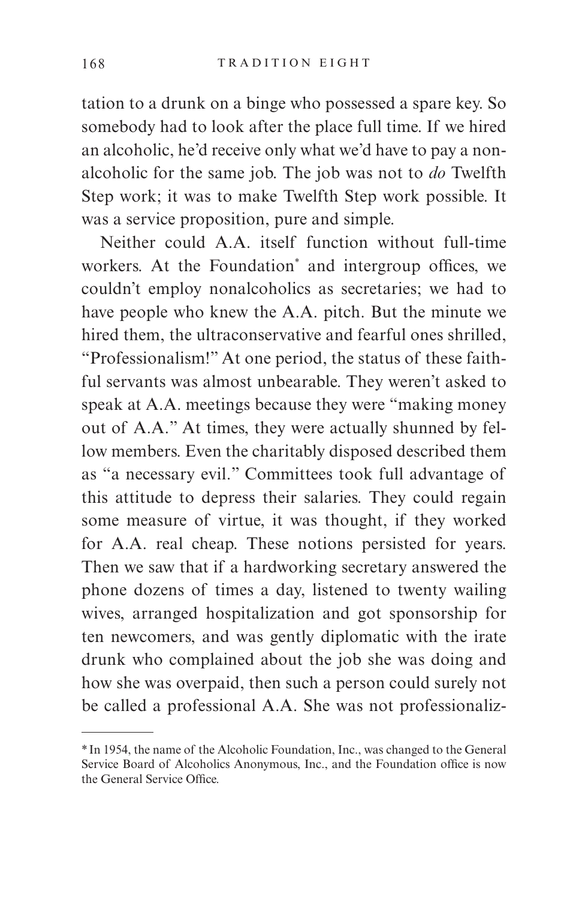tation to a drunk on a binge who possessed a spare key. So somebody had to look after the place full time. If we hired an alcoholic, he'd receive only what we'd have to pay a nonalcoholic for the same job. The job was not to *do* Twelfth Step work; it was to make Twelfth Step work possible. It was a service proposition, pure and simple.

Neither could A.A. itself function without full-time workers. At the Foundation* and intergroup offices, we couldn't employ nonalcoholics as secretaries; we had to have people who knew the A.A. pitch. But the minute we hired them, the ultraconservative and fearful ones shrilled, "Professionalism!" At one period, the status of these faithful servants was almost unbearable. They weren't asked to speak at A.A. meetings because they were "making money out of A.A." At times, they were actually shunned by fellow members. Even the charitably disposed described them as "a necessary evil." Committees took full advantage of this attitude to depress their salaries. They could regain some measure of virtue, it was thought, if they worked for A.A. real cheap. These notions persisted for years. Then we saw that if a hardworking secretary answered the phone dozens of times a day, listened to twenty wailing wives, arranged hospitalization and got sponsorship for ten newcomers, and was gently diplomatic with the irate drunk who complained about the job she was doing and how she was overpaid, then such a person could surely not be called a professional A.A. She was not professionaliz-

---

* In 1954, the name of the Alcoholic Foundation, Inc., was changed to the General Service Board of Alcoholics Anonymous, Inc., and the Foundation office is now the General Service Office.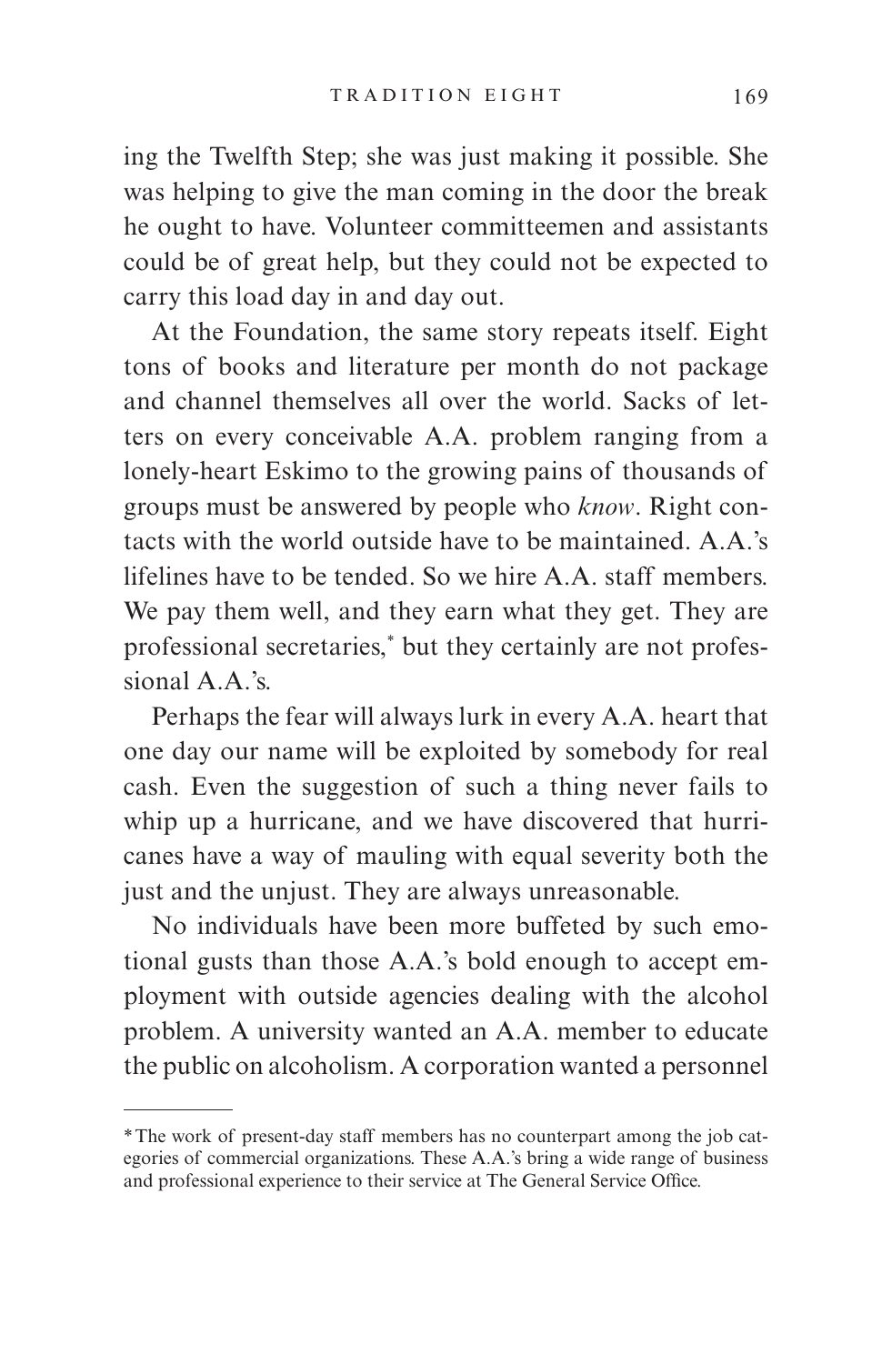ing the Twelfth Step; she was just making it possible. She was helping to give the man coming in the door the break he ought to have. Volunteer committeemen and assistants could be of great help, but they could not be expected to carry this load day in and day out.

At the Foundation, the same story repeats itself. Eight tons of books and literature per month do not package and channel themselves all over the world. Sacks of letters on every conceivable A.A. problem ranging from a lonely-heart Eskimo to the growing pains of thousands of groups must be answered by people who *know*. Right contacts with the world outside have to be maintained. A.A.'s lifelines have to be tended. So we hire A.A. staff members. We pay them well, and they earn what they get. They are professional secretaries,* but they certainly are not professional A.A.'s.

Perhaps the fear will always lurk in every A.A. heart that one day our name will be exploited by somebody for real cash. Even the suggestion of such a thing never fails to whip up a hurricane, and we have discovered that hurricanes have a way of mauling with equal severity both the just and the unjust. They are always unreasonable.

No individuals have been more buffeted by such emotional gusts than those A.A.'s bold enough to accept employment with outside agencies dealing with the alcohol problem. A university wanted an A.A. member to educate the public on alcoholism. A corporation wanted a personnel

---

*The work of present-day staff members has no counterpart among the job categories of commercial organizations. These A.A.'s bring a wide range of business and professional experience to their service at The General Service Office.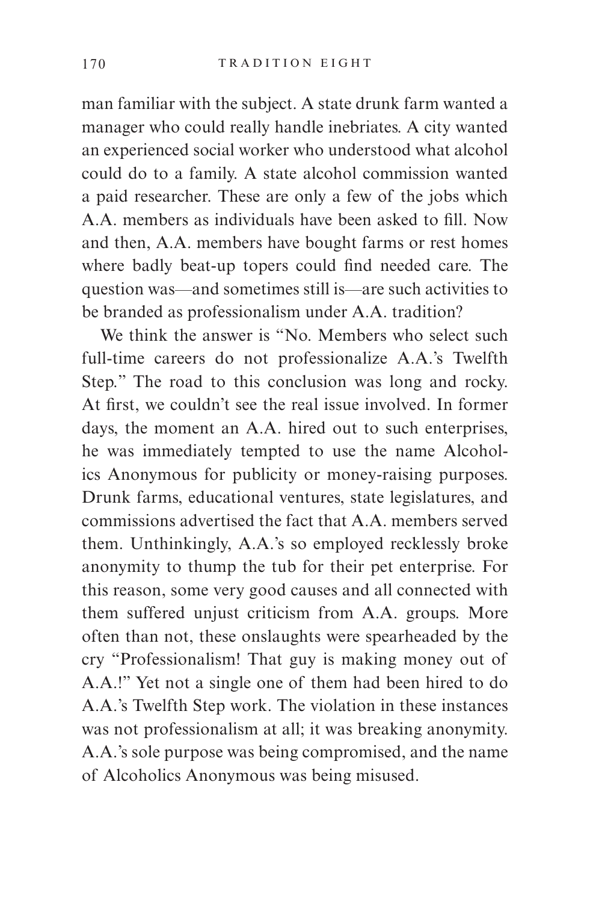man familiar with the subject. A state drunk farm wanted a manager who could really handle inebriates. A city wanted an experienced social worker who understood what alcohol could do to a family. A state alcohol commission wanted a paid researcher. These are only a few of the jobs which A.A. members as individuals have been asked to fill. Now and then, A.A. members have bought farms or rest homes where badly beat-up topers could find needed care. The question was—and sometimes still is—are such activities to be branded as professionalism under A.A. tradition?

We think the answer is "No. Members who select such full-time careers do not professionalize A.A.'s Twelfth Step." The road to this conclusion was long and rocky. At first, we couldn't see the real issue involved. In former days, the moment an A.A. hired out to such enterprises, he was immediately tempted to use the name Alcoholics Anonymous for publicity or money-raising purposes. Drunk farms, educational ventures, state legislatures, and commissions advertised the fact that A.A. members served them. Unthinkingly, A.A.'s so employed recklessly broke anonymity to thump the tub for their pet enterprise. For this reason, some very good causes and all connected with them suffered unjust criticism from A.A. groups. More often than not, these onslaughts were spearheaded by the cry "Professionalism! That guy is making money out of A.A.!" Yet not a single one of them had been hired to do A.A.'s Twelfth Step work. The violation in these instances was not professionalism at all; it was breaking anonymity. A.A.'s sole purpose was being compromised, and the name of Alcoholics Anonymous was being misused.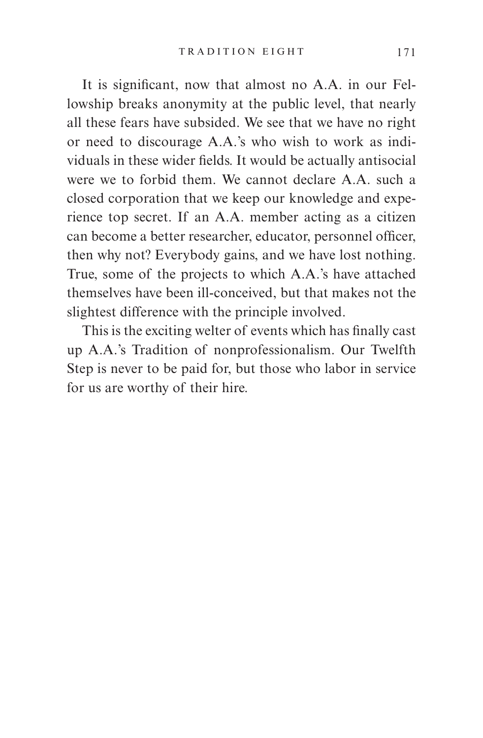It is significant, now that almost no A.A. in our Fellowship breaks anonymity at the public level, that nearly all these fears have subsided. We see that we have no right or need to discourage A.A.'s who wish to work as individuals in these wider fields. It would be actually antisocial were we to forbid them. We cannot declare A.A. such a closed corporation that we keep our knowledge and experience top secret. If an A.A. member acting as a citizen can become a better researcher, educator, personnel officer, then why not? Everybody gains, and we have lost nothing. True, some of the projects to which A.A.'s have attached themselves have been ill-conceived, but that makes not the slightest difference with the principle involved.

This is the exciting welter of events which has finally cast up A.A.'s Tradition of nonprofessionalism. Our Twelfth Step is never to be paid for, but those who labor in service for us are worthy of their hire.